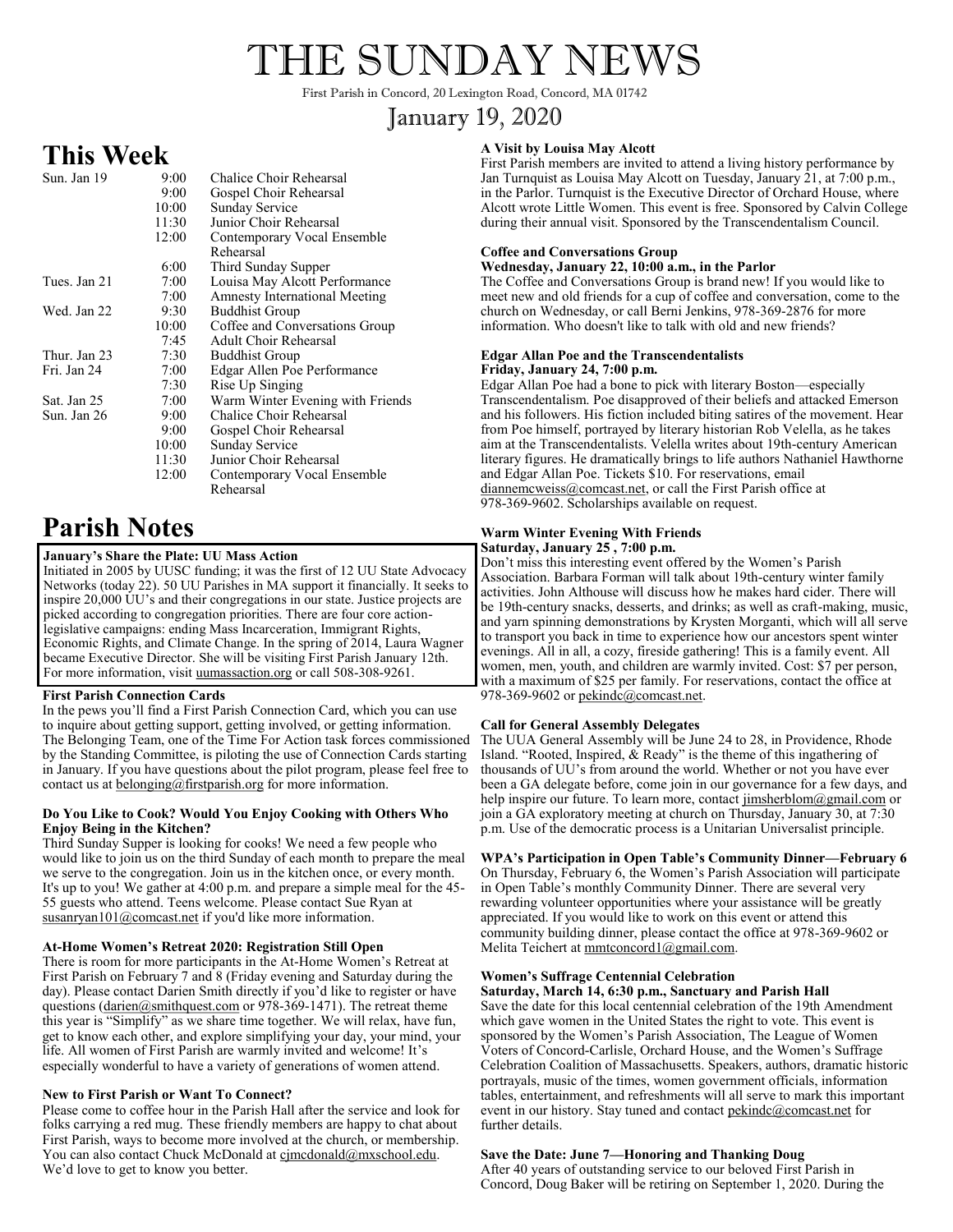# THE SUNDAY NEWS

First Parish in Concord, 20 Lexington Road, Concord, MA 01742

January 19, 2020

## This Week

| | | |
|---|---|---|
| Sun. Jan 19 | 9:00 | Chalice Choir Rehearsal |
| | 9:00 | Gospel Choir Rehearsal |
| | 10:00 | Sunday Service |
| | 11:30 | Junior Choir Rehearsal |
| | 12:00 | Contemporary Vocal Ensemble Rehearsal |
| | 6:00 | Third Sunday Supper |
| Tues. Jan 21 | 7:00 | Louisa May Alcott Performance |
| | 7:00 | Amnesty International Meeting |
| Wed. Jan 22 | 9:30 | Buddhist Group |
| | 10:00 | Coffee and Conversations Group |
| | 7:45 | Adult Choir Rehearsal |
| Thur. Jan 23 | 7:30 | Buddhist Group |
| Fri. Jan 24 | 7:00 | Edgar Allen Poe Performance |
| | 7:30 | Rise Up Singing |
| Sat. Jan 25 | 7:00 | Warm Winter Evening with Friends |
| Sun. Jan 26 | 9:00 | Chalice Choir Rehearsal |
| | 9:00 | Gospel Choir Rehearsal |
| | 10:00 | Sunday Service |
| | 11:30 | Junior Choir Rehearsal |
| | 12:00 | Contemporary Vocal Ensemble Rehearsal |

## Parish Notes

**January's Share the Plate: UU Mass Action**

Initiated in 2005 by UUSC funding; it was the first of 12 UU State Advocacy Networks (today 22). 50 UU Parishes in MA support it financially. It seeks to inspire 20,000 UU's and their congregations in our state. Justice projects are picked according to congregation priorities. There are four core action-legislative campaigns: ending Mass Incarceration, Immigrant Rights, Economic Rights, and Climate Change. In the spring of 2014, Laura Wagner became Executive Director. She will be visiting First Parish January 12th. For more information, visit uumassaction.org or call 508-308-9261.

**First Parish Connection Cards**

In the pews you'll find a First Parish Connection Card, which you can use to inquire about getting support, getting involved, or getting information. The Belonging Team, one of the Time For Action task forces commissioned by the Standing Committee, is piloting the use of Connection Cards starting in January. If you have questions about the pilot program, please feel free to contact us at belonging@firstparish.org for more information.

**Do You Like to Cook? Would You Enjoy Cooking with Others Who Enjoy Being in the Kitchen?**

Third Sunday Supper is looking for cooks! We need a few people who would like to join us on the third Sunday of each month to prepare the meal we serve to the congregation. Join us in the kitchen once, or every month. It's up to you! We gather at 4:00 p.m. and prepare a simple meal for the 45-55 guests who attend. Teens welcome. Please contact Sue Ryan at susanryan101@comcast.net if you'd like more information.

**At-Home Women's Retreat 2020: Registration Still Open**

There is room for more participants in the At-Home Women's Retreat at First Parish on February 7 and 8 (Friday evening and Saturday during the day). Please contact Darien Smith directly if you'd like to register or have questions (darien@smithquest.com or 978-369-1471). The retreat theme this year is "Simplify" as we share time together. We will relax, have fun, get to know each other, and explore simplifying your day, your mind, your life. All women of First Parish are warmly invited and welcome! It's especially wonderful to have a variety of generations of women attend.

**New to First Parish or Want To Connect?**

Please come to coffee hour in the Parish Hall after the service and look for folks carrying a red mug. These friendly members are happy to chat about First Parish, ways to become more involved at the church, or membership. You can also contact Chuck McDonald at cjmcdonald@mxschool.edu. We'd love to get to know you better.

**A Visit by Louisa May Alcott**

First Parish members are invited to attend a living history performance by Jan Turnquist as Louisa May Alcott on Tuesday, January 21, at 7:00 p.m., in the Parlor. Turnquist is the Executive Director of Orchard House, where Alcott wrote Little Women. This event is free. Sponsored by Calvin College during their annual visit. Sponsored by the Transcendentalism Council.

**Coffee and Conversations Group**
**Wednesday, January 22, 10:00 a.m., in the Parlor**

The Coffee and Conversations Group is brand new! If you would like to meet new and old friends for a cup of coffee and conversation, come to the church on Wednesday, or call Berni Jenkins, 978-369-2876 for more information. Who doesn't like to talk with old and new friends?

**Edgar Allan Poe and the Transcendentalists**
**Friday, January 24, 7:00 p.m.**

Edgar Allan Poe had a bone to pick with literary Boston—especially Transcendentalism. Poe disapproved of their beliefs and attacked Emerson and his followers. His fiction included biting satires of the movement. Hear from Poe himself, portrayed by literary historian Rob Velella, as he takes aim at the Transcendentalists. Velella writes about 19th-century American literary figures. He dramatically brings to life authors Nathaniel Hawthorne and Edgar Allan Poe. Tickets $10. For reservations, email diannemcweiss@comcast.net, or call the First Parish office at 978-369-9602. Scholarships available on request.

**Warm Winter Evening With Friends**
**Saturday, January 25 , 7:00 p.m.**

Don't miss this interesting event offered by the Women's Parish Association. Barbara Forman will talk about 19th-century winter family activities. John Althouse will discuss how he makes hard cider. There will be 19th-century snacks, desserts, and drinks; as well as craft-making, music, and yarn spinning demonstrations by Krysten Morganti, which will all serve to transport you back in time to experience how our ancestors spent winter evenings. All in all, a cozy, fireside gathering! This is a family event. All women, men, youth, and children are warmly invited. Cost: $7 per person, with a maximum of $25 per family. For reservations, contact the office at 978-369-9602 or pekindc@comcast.net.

**Call for General Assembly Delegates**

The UUA General Assembly will be June 24 to 28, in Providence, Rhode Island. "Rooted, Inspired, & Ready" is the theme of this ingathering of thousands of UU's from around the world. Whether or not you have ever been a GA delegate before, come join in our governance for a few days, and help inspire our future. To learn more, contact jimsherblom@gmail.com or join a GA exploratory meeting at church on Thursday, January 30, at 7:30 p.m. Use of the democratic process is a Unitarian Universalist principle.

**WPA's Participation in Open Table's Community Dinner—February 6**

On Thursday, February 6, the Women's Parish Association will participate in Open Table's monthly Community Dinner. There are several very rewarding volunteer opportunities where your assistance will be greatly appreciated. If you would like to work on this event or attend this community building dinner, please contact the office at 978-369-9602 or Melita Teichert at mmtconcord1@gmail.com.

**Women's Suffrage Centennial Celebration**
**Saturday, March 14, 6:30 p.m., Sanctuary and Parish Hall**

Save the date for this local centennial celebration of the 19th Amendment which gave women in the United States the right to vote. This event is sponsored by the Women's Parish Association, The League of Women Voters of Concord-Carlisle, Orchard House, and the Women's Suffrage Celebration Coalition of Massachusetts. Speakers, authors, dramatic historic portrayals, music of the times, women government officials, information tables, entertainment, and refreshments will all serve to mark this important event in our history. Stay tuned and contact pekindc@comcast.net for further details.

**Save the Date: June 7—Honoring and Thanking Doug**

After 40 years of outstanding service to our beloved First Parish in Concord, Doug Baker will be retiring on September 1, 2020. During the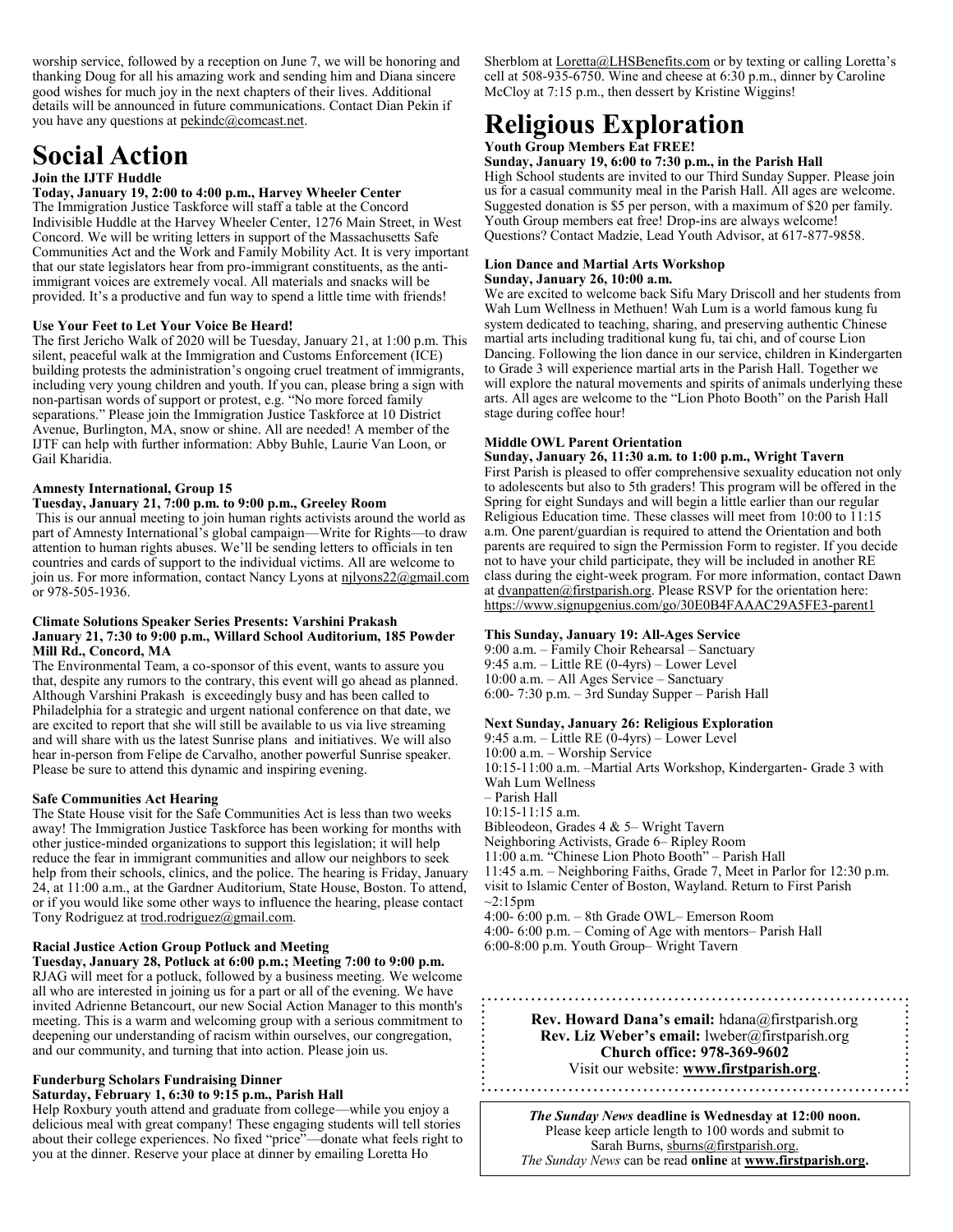worship service, followed by a reception on June 7, we will be honoring and thanking Doug for all his amazing work and sending him and Diana sincere good wishes for much joy in the next chapters of their lives. Additional details will be announced in future communications. Contact Dian Pekin if you have any questions at pekindc@comcast.net.

# Social Action

**Join the IJTF Huddle**

**Today, January 19, 2:00 to 4:00 p.m., Harvey Wheeler Center**

The Immigration Justice Taskforce will staff a table at the Concord Indivisible Huddle at the Harvey Wheeler Center, 1276 Main Street, in West Concord. We will be writing letters in support of the Massachusetts Safe Communities Act and the Work and Family Mobility Act. It is very important that our state legislators hear from pro-immigrant constituents, as the anti-immigrant voices are extremely vocal. All materials and snacks will be provided. It's a productive and fun way to spend a little time with friends!

**Use Your Feet to Let Your Voice Be Heard!**

The first Jericho Walk of 2020 will be Tuesday, January 21, at 1:00 p.m. This silent, peaceful walk at the Immigration and Customs Enforcement (ICE) building protests the administration's ongoing cruel treatment of immigrants, including very young children and youth. If you can, please bring a sign with non-partisan words of support or protest, e.g. "No more forced family separations." Please join the Immigration Justice Taskforce at 10 District Avenue, Burlington, MA, snow or shine. All are needed! A member of the IJTF can help with further information: Abby Buhle, Laurie Van Loon, or Gail Kharidia.

**Amnesty International, Group 15**

**Tuesday, January 21, 7:00 p.m. to 9:00 p.m., Greeley Room**

This is our annual meeting to join human rights activists around the world as part of Amnesty International's global campaign—Write for Rights—to draw attention to human rights abuses. We'll be sending letters to officials in ten countries and cards of support to the individual victims. All are welcome to join us. For more information, contact Nancy Lyons at njlyons22@gmail.com or 978-505-1936.

**Climate Solutions Speaker Series Presents: Varshini Prakash**

**January 21, 7:30 to 9:00 p.m., Willard School Auditorium, 185 Powder Mill Rd., Concord, MA**

The Environmental Team, a co-sponsor of this event, wants to assure you that, despite any rumors to the contrary, this event will go ahead as planned. Although Varshini Prakash is exceedingly busy and has been called to Philadelphia for a strategic and urgent national conference on that date, we are excited to report that she will still be available to us via live streaming and will share with us the latest Sunrise plans and initiatives. We will also hear in-person from Felipe de Carvalho, another powerful Sunrise speaker. Please be sure to attend this dynamic and inspiring evening.

**Safe Communities Act Hearing**

The State House visit for the Safe Communities Act is less than two weeks away! The Immigration Justice Taskforce has been working for months with other justice-minded organizations to support this legislation; it will help reduce the fear in immigrant communities and allow our neighbors to seek help from their schools, clinics, and the police. The hearing is Friday, January 24, at 11:00 a.m., at the Gardner Auditorium, State House, Boston. To attend, or if you would like some other ways to influence the hearing, please contact Tony Rodriguez at trod.rodriguez@gmail.com.

**Racial Justice Action Group Potluck and Meeting**

**Tuesday, January 28, Potluck at 6:00 p.m.; Meeting 7:00 to 9:00 p.m.**

RJAG will meet for a potluck, followed by a business meeting. We welcome all who are interested in joining us for a part or all of the evening. We have invited Adrienne Betancourt, our new Social Action Manager to this month's meeting. This is a warm and welcoming group with a serious commitment to deepening our understanding of racism within ourselves, our congregation, and our community, and turning that into action. Please join us.

**Funderburg Scholars Fundraising Dinner**

**Saturday, February 1, 6:30 to 9:15 p.m., Parish Hall**

Help Roxbury youth attend and graduate from college—while you enjoy a delicious meal with great company! These engaging students will tell stories about their college experiences. No fixed "price"—donate what feels right to you at the dinner. Reserve your place at dinner by emailing Loretta Ho Sherblom at Loretta@LHSBenefits.com or by texting or calling Loretta's cell at 508-935-6750. Wine and cheese at 6:30 p.m., dinner by Caroline McCloy at 7:15 p.m., then dessert by Kristine Wiggins!

# Religious Exploration

**Youth Group Members Eat FREE!**

**Sunday, January 19, 6:00 to 7:30 p.m., in the Parish Hall**

High School students are invited to our Third Sunday Supper. Please join us for a casual community meal in the Parish Hall. All ages are welcome. Suggested donation is $5 per person, with a maximum of $20 per family. Youth Group members eat free! Drop-ins are always welcome! Questions? Contact Madzie, Lead Youth Advisor, at 617-877-9858.

**Lion Dance and Martial Arts Workshop**

**Sunday, January 26, 10:00 a.m.**

We are excited to welcome back Sifu Mary Driscoll and her students from Wah Lum Wellness in Methuen! Wah Lum is a world famous kung fu system dedicated to teaching, sharing, and preserving authentic Chinese martial arts including traditional kung fu, tai chi, and of course Lion Dancing. Following the lion dance in our service, children in Kindergarten to Grade 3 will experience martial arts in the Parish Hall. Together we will explore the natural movements and spirits of animals underlying these arts. All ages are welcome to the "Lion Photo Booth" on the Parish Hall stage during coffee hour!

**Middle OWL Parent Orientation**

**Sunday, January 26, 11:30 a.m. to 1:00 p.m., Wright Tavern**

First Parish is pleased to offer comprehensive sexuality education not only to adolescents but also to 5th graders! This program will be offered in the Spring for eight Sundays and will begin a little earlier than our regular Religious Education time. These classes will meet from 10:00 to 11:15 a.m. One parent/guardian is required to attend the Orientation and both parents are required to sign the Permission Form to register. If you decide not to have your child participate, they will be included in another RE class during the eight-week program. For more information, contact Dawn at dvanpatten@firstparish.org. Please RSVP for the orientation here: https://www.signupgenius.com/go/30E0B4FAAAC29A5FE3-parent1

**This Sunday, January 19: All-Ages Service**

9:00 a.m. – Family Choir Rehearsal – Sanctuary
9:45 a.m. – Little RE (0-4yrs) – Lower Level
10:00 a.m. – All Ages Service – Sanctuary
6:00- 7:30 p.m. – 3rd Sunday Supper – Parish Hall

**Next Sunday, January 26: Religious Exploration**

9:45 a.m. – Little RE (0-4yrs) – Lower Level
10:00 a.m. – Worship Service
10:15-11:00 a.m. –Martial Arts Workshop, Kindergarten- Grade 3 with Wah Lum Wellness
– Parish Hall
10:15-11:15 a.m.
Bibleodeon, Grades 4 & 5– Wright Tavern
Neighboring Activists, Grade 6– Ripley Room
11:00 a.m. "Chinese Lion Photo Booth" – Parish Hall
11:45 a.m. – Neighboring Faiths, Grade 7, Meet in Parlor for 12:30 p.m. visit to Islamic Center of Boston, Wayland. Return to First Parish ~2:15pm
4:00- 6:00 p.m. – 8th Grade OWL– Emerson Room
4:00- 6:00 p.m. – Coming of Age with mentors– Parish Hall
6:00-8:00 p.m. Youth Group– Wright Tavern

**Rev. Howard Dana's email:** hdana@firstparish.org
**Rev. Liz Weber's email:** lweber@firstparish.org
**Church office: 978-369-9602**
Visit our website: **www.firstparish.org**.

***The Sunday News*** **deadline is Wednesday at 12:00 noon.**
Please keep article length to 100 words and submit to Sarah Burns, sburns@firstparish.org.
*The Sunday News* can be read **online** at **www.firstparish.org.**